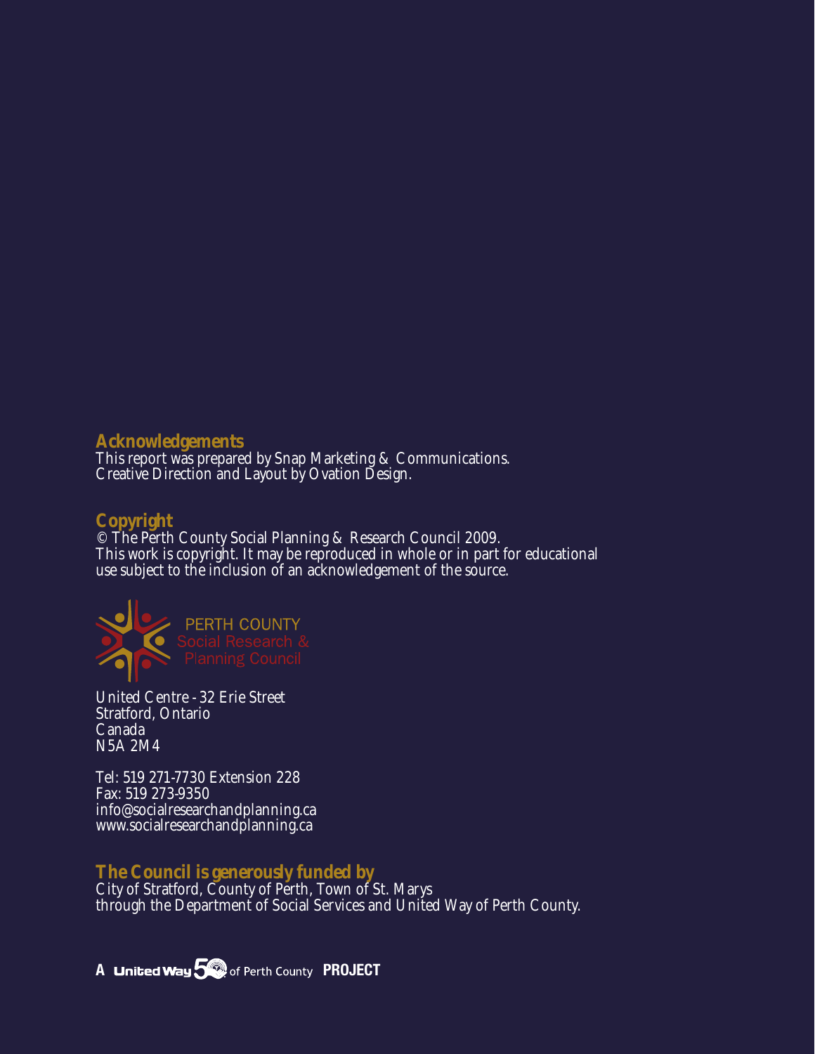## Acknowledgements

This report was prepared by Snap Marketing & Communications.
Creative Direction and Layout by Ovation Design.

## Copyright

© The Perth County Social Planning & Research Council 2009.
This work is copyright. It may be reproduced in whole or in part for educational use subject to the inclusion of an acknowledgement of the source.

PERTH COUNTY
Social Research &
Planning Council

United Centre - 32 Erie Street
Stratford, Ontario
Canada
N5A 2M4

Tel: 519 271-7730 Extension 228
Fax: 519 273-9350
info@socialresearchandplanning.ca
www.socialresearchandplanning.ca

## The Council is generously funded by

City of Stratford, County of Perth, Town of St. Marys
through the Department of Social Services and United Way of Perth County.

A United Way 50 of Perth County PROJECT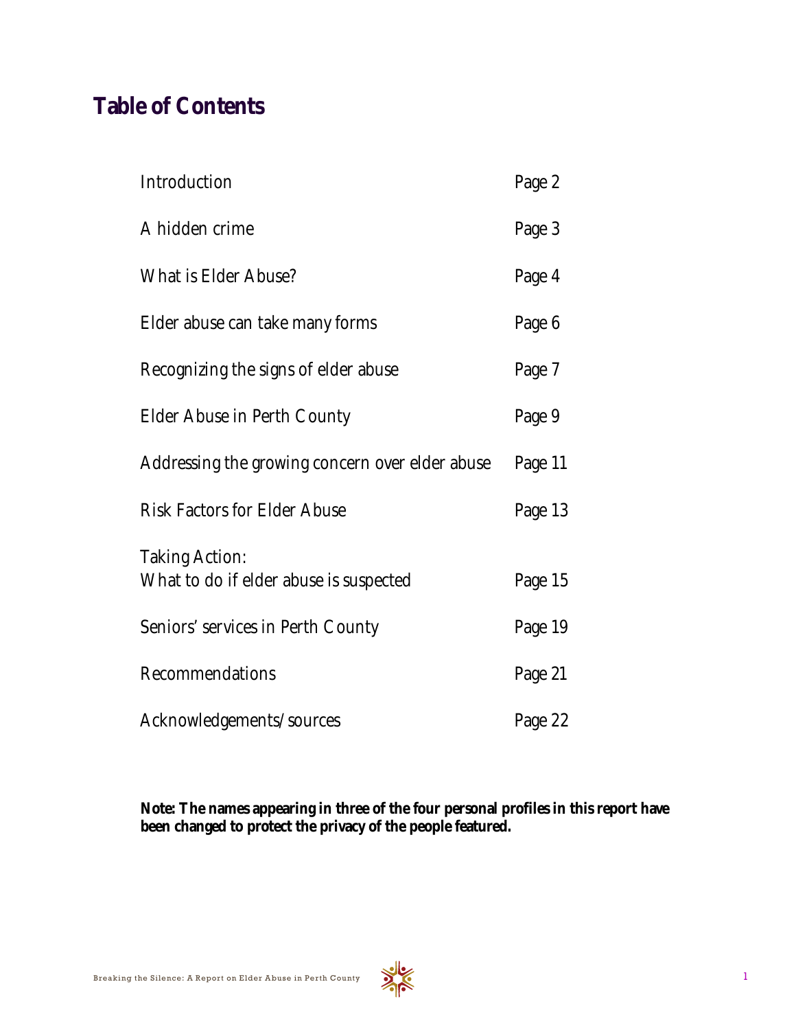# Table of Contents

| | |
|---|---|
| Introduction | Page 2 |
| A hidden crime | Page 3 |
| What is Elder Abuse? | Page 4 |
| Elder abuse can take many forms | Page 6 |
| Recognizing the signs of elder abuse | Page 7 |
| Elder Abuse in Perth County | Page 9 |
| Addressing the growing concern over elder abuse | Page 11 |
| Risk Factors for Elder Abuse | Page 13 |
| Taking Action: What to do if elder abuse is suspected | Page 15 |
| Seniors' services in Perth County | Page 19 |
| Recommendations | Page 21 |
| Acknowledgements/sources | Page 22 |

**Note: The names appearing in three of the four personal profiles in this report have been changed to protect the privacy of the people featured.**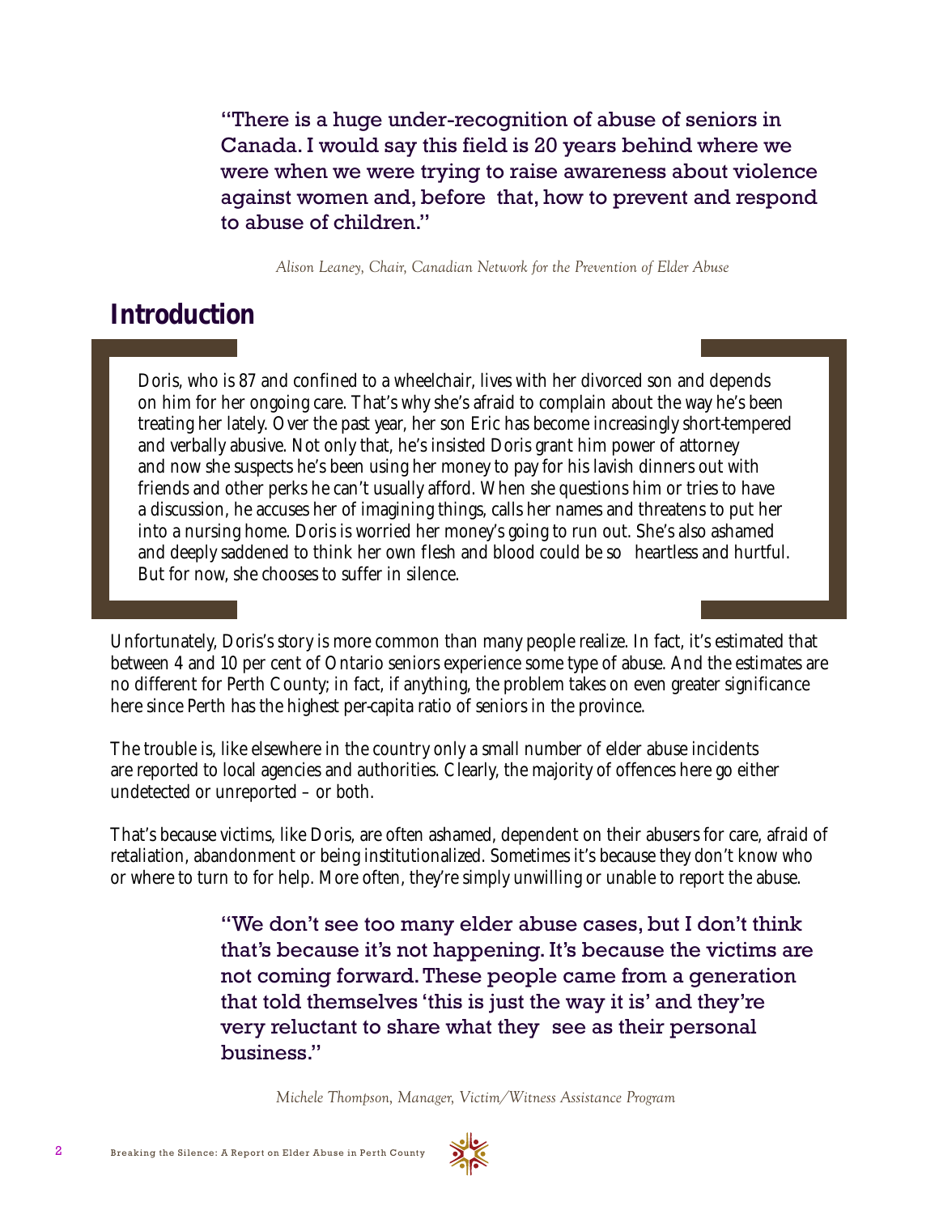> "There is a huge under-recognition of abuse of seniors in Canada. I would say this field is 20 years behind where we were when we were trying to raise awareness about violence against women and, before that, how to prevent and respond to abuse of children."
>
> *Alison Leaney, Chair, Canadian Network for the Prevention of Elder Abuse*

## Introduction

Doris, who is 87 and confined to a wheelchair, lives with her divorced son and depends on him for her ongoing care. That's why she's afraid to complain about the way he's been treating her lately. Over the past year, her son Eric has become increasingly short-tempered and verbally abusive. Not only that, he's insisted Doris grant him power of attorney and now she suspects he's been using her money to pay for his lavish dinners out with friends and other perks he can't usually afford. When she questions him or tries to have a discussion, he accuses her of imagining things, calls her names and threatens to put her into a nursing home. Doris is worried her money's going to run out. She's also ashamed and deeply saddened to think her own flesh and blood could be so heartless and hurtful. But for now, she chooses to suffer in silence.

Unfortunately, Doris's story is more common than many people realize. In fact, it's estimated that between 4 and 10 per cent of Ontario seniors experience some type of abuse. And the estimates are no different for Perth County; in fact, if anything, the problem takes on even greater significance here since Perth has the highest per-capita ratio of seniors in the province.

The trouble is, like elsewhere in the country only a small number of elder abuse incidents are reported to local agencies and authorities. Clearly, the majority of offences here go either undetected or unreported – or both.

That's because victims, like Doris, are often ashamed, dependent on their abusers for care, afraid of retaliation, abandonment or being institutionalized. Sometimes it's because they don't know who or where to turn to for help. More often, they're simply unwilling or unable to report the abuse.

> "We don't see too many elder abuse cases, but I don't think that's because it's not happening. It's because the victims are not coming forward. These people came from a generation that told themselves 'this is just the way it is' and they're very reluctant to share what they see as their personal business."
>
> *Michele Thompson, Manager, Victim/Witness Assistance Program*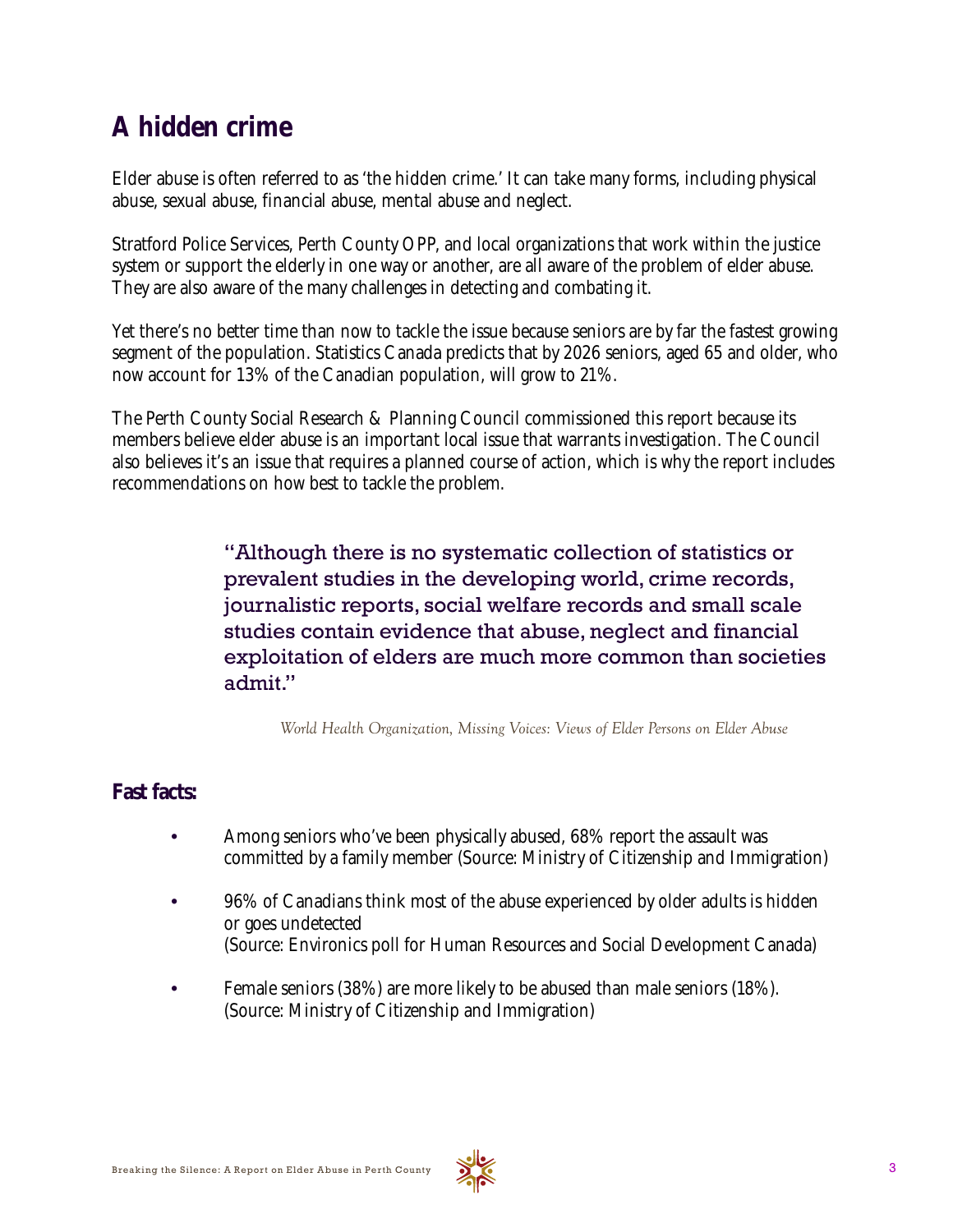# A hidden crime

Elder abuse is often referred to as 'the hidden crime.' It can take many forms, including physical abuse, sexual abuse, financial abuse, mental abuse and neglect.

Stratford Police Services, Perth County OPP, and local organizations that work within the justice system or support the elderly in one way or another, are all aware of the problem of elder abuse. They are also aware of the many challenges in detecting and combating it.

Yet there's no better time than now to tackle the issue because seniors are by far the fastest growing segment of the population. Statistics Canada predicts that by 2026 seniors, aged 65 and older, who now account for 13% of the Canadian population, will grow to 21%.

The Perth County Social Research & Planning Council commissioned this report because its members believe elder abuse is an important local issue that warrants investigation. The Council also believes it's an issue that requires a planned course of action, which is why the report includes recommendations on how best to tackle the problem.

> "Although there is no systematic collection of statistics or prevalent studies in the developing world, crime records, journalistic reports, social welfare records and small scale studies contain evidence that abuse, neglect and financial exploitation of elders are much more common than societies admit."
>
> *World Health Organization, Missing Voices: Views of Elder Persons on Elder Abuse*

## Fast facts:

- Among seniors who've been physically abused, 68% report the assault was committed by a family member (Source: Ministry of Citizenship and Immigration)
- 96% of Canadians think most of the abuse experienced by older adults is hidden or goes undetected
  (Source: Environics poll for Human Resources and Social Development Canada)
- Female seniors (38%) are more likely to be abused than male seniors (18%).
  (Source: Ministry of Citizenship and Immigration)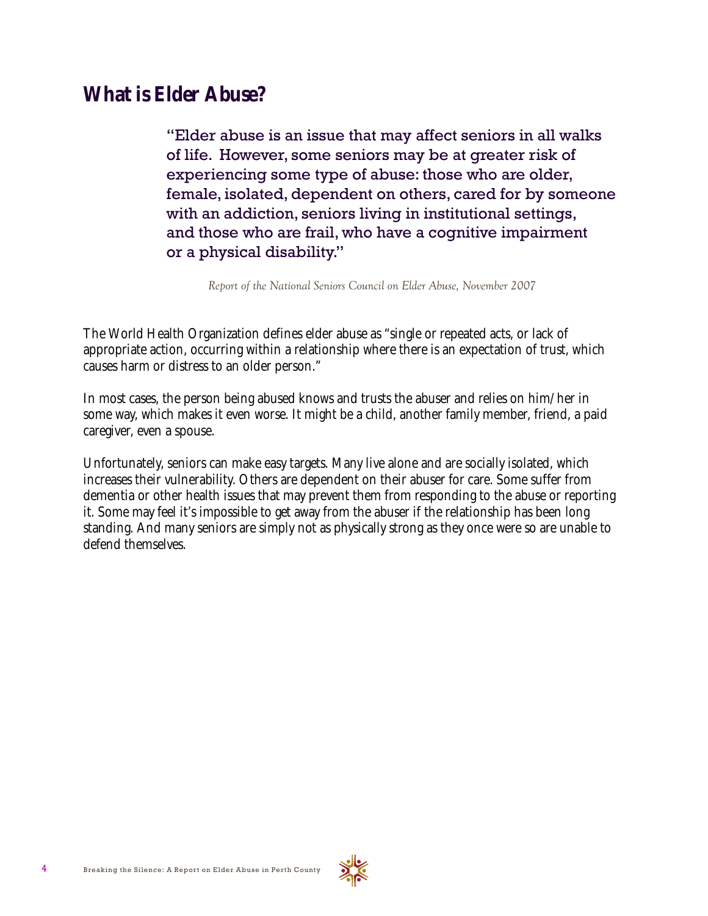## What is Elder Abuse?

> "Elder abuse is an issue that may affect seniors in all walks of life. However, some seniors may be at greater risk of experiencing some type of abuse: those who are older, female, isolated, dependent on others, cared for by someone with an addiction, seniors living in institutional settings, and those who are frail, who have a cognitive impairment or a physical disability."
>
> *Report of the National Seniors Council on Elder Abuse, November 2007*

The World Health Organization defines elder abuse as "single or repeated acts, or lack of appropriate action, occurring within a relationship where there is an expectation of trust, which causes harm or distress to an older person."

In most cases, the person being abused knows and trusts the abuser and relies on him/her in some way, which makes it even worse. It might be a child, another family member, friend, a paid caregiver, even a spouse.

Unfortunately, seniors can make easy targets. Many live alone and are socially isolated, which increases their vulnerability. Others are dependent on their abuser for care. Some suffer from dementia or other health issues that may prevent them from responding to the abuse or reporting it. Some may feel it's impossible to get away from the abuser if the relationship has been long standing. And many seniors are simply not as physically strong as they once were so are unable to defend themselves.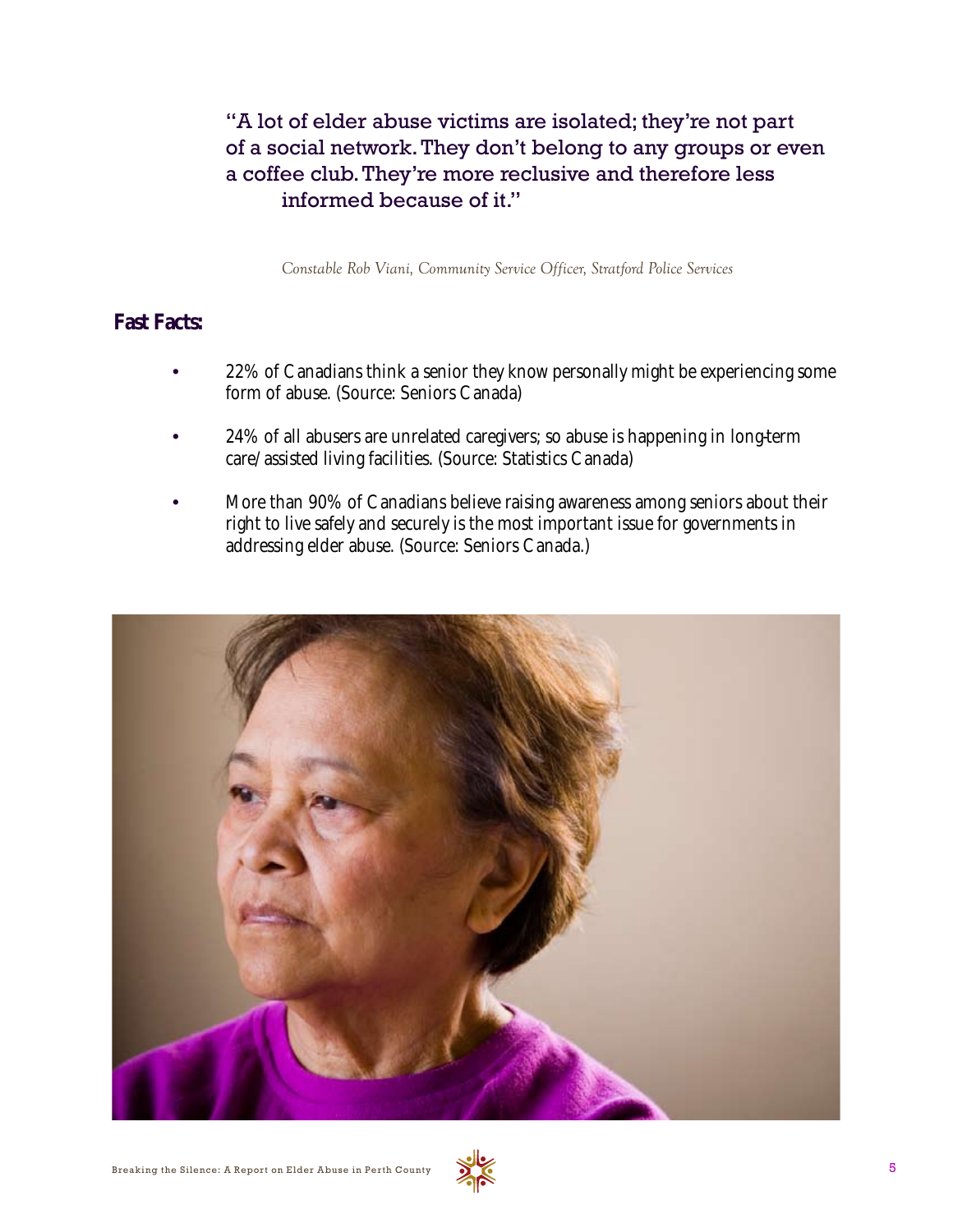"A lot of elder abuse victims are isolated; they're not part of a social network. They don't belong to any groups or even a coffee club. They're more reclusive and therefore less informed because of it."

*Constable Rob Viani, Community Service Officer, Stratford Police Services*

## Fast Facts:

- 22% of Canadians think a senior they know personally might be experiencing some form of abuse. (Source: Seniors Canada)
- 24% of all abusers are unrelated caregivers; so abuse is happening in long-term care/assisted living facilities. (Source: Statistics Canada)
- More than 90% of Canadians believe raising awareness among seniors about their right to live safely and securely is the most important issue for governments in addressing elder abuse. (Source: Seniors Canada.)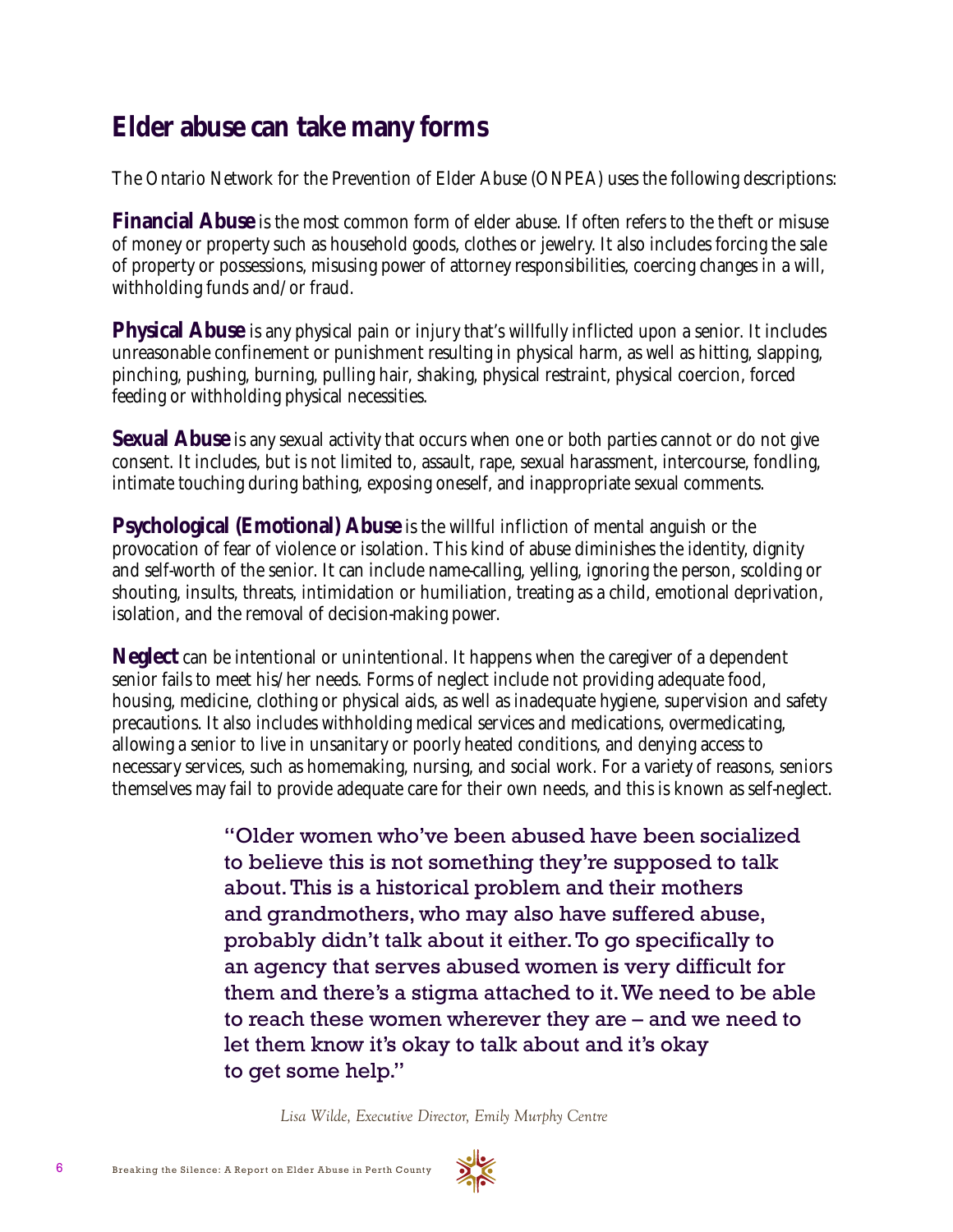## Elder abuse can take many forms

The Ontario Network for the Prevention of Elder Abuse (ONPEA) uses the following descriptions:

**Financial Abuse** is the most common form of elder abuse. If often refers to the theft or misuse of money or property such as household goods, clothes or jewelry. It also includes forcing the sale of property or possessions, misusing power of attorney responsibilities, coercing changes in a will, withholding funds and/or fraud.

**Physical Abuse** is any physical pain or injury that's willfully inflicted upon a senior. It includes unreasonable confinement or punishment resulting in physical harm, as well as hitting, slapping, pinching, pushing, burning, pulling hair, shaking, physical restraint, physical coercion, forced feeding or withholding physical necessities.

**Sexual Abuse** is any sexual activity that occurs when one or both parties cannot or do not give consent. It includes, but is not limited to, assault, rape, sexual harassment, intercourse, fondling, intimate touching during bathing, exposing oneself, and inappropriate sexual comments.

**Psychological (Emotional) Abuse** is the willful infliction of mental anguish or the provocation of fear of violence or isolation. This kind of abuse diminishes the identity, dignity and self-worth of the senior. It can include name-calling, yelling, ignoring the person, scolding or shouting, insults, threats, intimidation or humiliation, treating as a child, emotional deprivation, isolation, and the removal of decision-making power.

**Neglect** can be intentional or unintentional. It happens when the caregiver of a dependent senior fails to meet his/her needs. Forms of neglect include not providing adequate food, housing, medicine, clothing or physical aids, as well as inadequate hygiene, supervision and safety precautions. It also includes withholding medical services and medications, overmedicating, allowing a senior to live in unsanitary or poorly heated conditions, and denying access to necessary services, such as homemaking, nursing, and social work. For a variety of reasons, seniors themselves may fail to provide adequate care for their own needs, and this is known as self-neglect.

> "Older women who've been abused have been socialized to believe this is not something they're supposed to talk about. This is a historical problem and their mothers and grandmothers, who may also have suffered abuse, probably didn't talk about it either. To go specifically to an agency that serves abused women is very difficult for them and there's a stigma attached to it. We need to be able to reach these women wherever they are – and we need to let them know it's okay to talk about and it's okay to get some help."
>
> *Lisa Wilde, Executive Director, Emily Murphy Centre*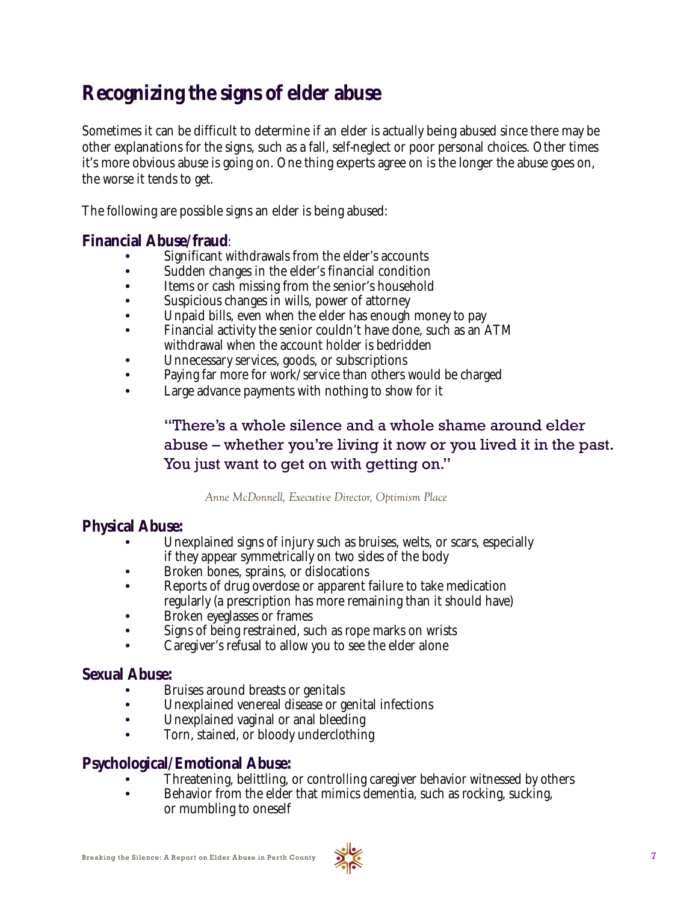# Recognizing the signs of elder abuse

Sometimes it can be difficult to determine if an elder is actually being abused since there may be other explanations for the signs, such as a fall, self-neglect or poor personal choices. Other times it's more obvious abuse is going on. One thing experts agree on is the longer the abuse goes on, the worse it tends to get.

The following are possible signs an elder is being abused:

**Financial Abuse/fraud**:

- Significant withdrawals from the elder's accounts
- Sudden changes in the elder's financial condition
- Items or cash missing from the senior's household
- Suspicious changes in wills, power of attorney
- Unpaid bills, even when the elder has enough money to pay
- Financial activity the senior couldn't have done, such as an ATM withdrawal when the account holder is bedridden
- Unnecessary services, goods, or subscriptions
- Paying far more for work/service than others would be charged
- Large advance payments with nothing to show for it

> "There's a whole silence and a whole shame around elder abuse – whether you're living it now or you lived it in the past. You just want to get on with getting on."
>
> *Anne McDonnell, Executive Director, Optimism Place*

**Physical Abuse:**

- Unexplained signs of injury such as bruises, welts, or scars, especially if they appear symmetrically on two sides of the body
- Broken bones, sprains, or dislocations
- Reports of drug overdose or apparent failure to take medication regularly (a prescription has more remaining than it should have)
- Broken eyeglasses or frames
- Signs of being restrained, such as rope marks on wrists
- Caregiver's refusal to allow you to see the elder alone

**Sexual Abuse:**

- Bruises around breasts or genitals
- Unexplained venereal disease or genital infections
- Unexplained vaginal or anal bleeding
- Torn, stained, or bloody underclothing

**Psychological/Emotional Abuse:**

- Threatening, belittling, or controlling caregiver behavior witnessed by others
- Behavior from the elder that mimics dementia, such as rocking, sucking, or mumbling to oneself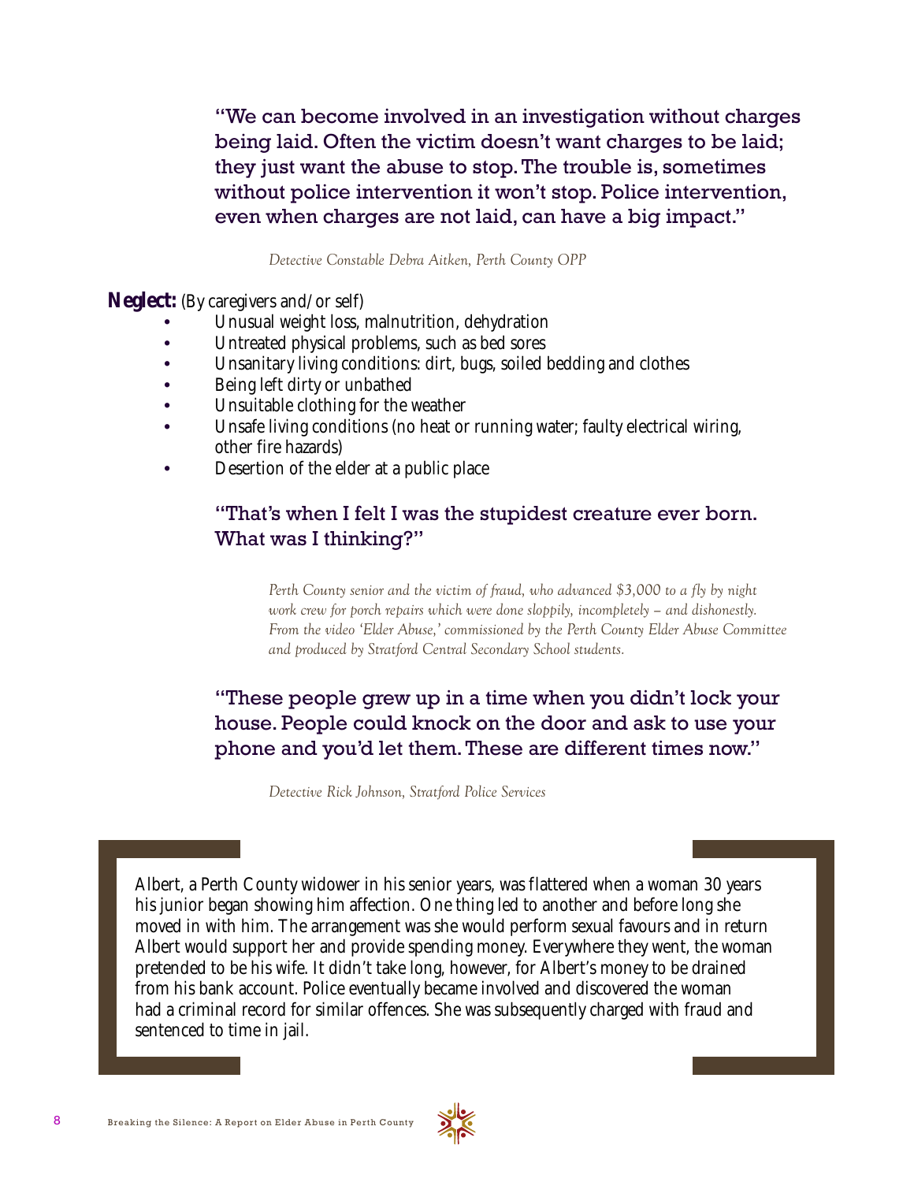"We can become involved in an investigation without charges being laid. Often the victim doesn't want charges to be laid; they just want the abuse to stop. The trouble is, sometimes without police intervention it won't stop. Police intervention, even when charges are not laid, can have a big impact."

*Detective Constable Debra Aitken, Perth County OPP*

**Neglect:** (By caregivers and/or self)

- Unusual weight loss, malnutrition, dehydration
- Untreated physical problems, such as bed sores
- Unsanitary living conditions: dirt, bugs, soiled bedding and clothes
- Being left dirty or unbathed
- Unsuitable clothing for the weather
- Unsafe living conditions (no heat or running water; faulty electrical wiring, other fire hazards)
- Desertion of the elder at a public place

"That's when I felt I was the stupidest creature ever born. What was I thinking?"

*Perth County senior and the victim of fraud, who advanced $3,000 to a fly by night work crew for porch repairs which were done sloppily, incompletely – and dishonestly. From the video 'Elder Abuse,' commissioned by the Perth County Elder Abuse Committee and produced by Stratford Central Secondary School students.*

"These people grew up in a time when you didn't lock your house. People could knock on the door and ask to use your phone and you'd let them. These are different times now."

*Detective Rick Johnson, Stratford Police Services*

Albert, a Perth County widower in his senior years, was flattered when a woman 30 years his junior began showing him affection. One thing led to another and before long she moved in with him. The arrangement was she would perform sexual favours and in return Albert would support her and provide spending money. Everywhere they went, the woman pretended to be his wife. It didn't take long, however, for Albert's money to be drained from his bank account. Police eventually became involved and discovered the woman had a criminal record for similar offences. She was subsequently charged with fraud and sentenced to time in jail.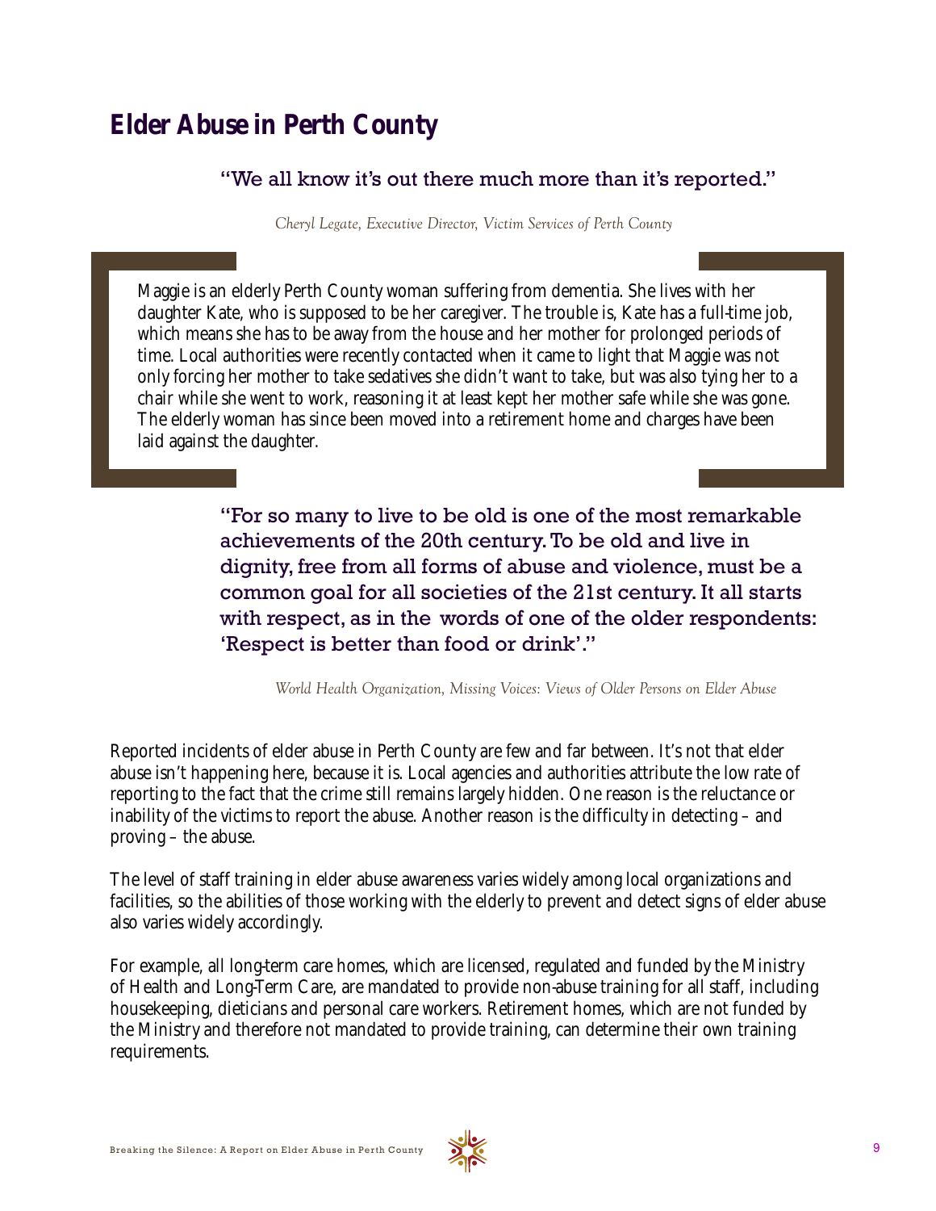# Elder Abuse in Perth County

"We all know it's out there much more than it's reported."

*Cheryl Legate, Executive Director, Victim Services of Perth County*

Maggie is an elderly Perth County woman suffering from dementia. She lives with her daughter Kate, who is supposed to be her caregiver. The trouble is, Kate has a full-time job, which means she has to be away from the house and her mother for prolonged periods of time. Local authorities were recently contacted when it came to light that Maggie was not only forcing her mother to take sedatives she didn't want to take, but was also tying her to a chair while she went to work, reasoning it at least kept her mother safe while she was gone. The elderly woman has since been moved into a retirement home and charges have been laid against the daughter.

"For so many to live to be old is one of the most remarkable achievements of the 20th century. To be old and live in dignity, free from all forms of abuse and violence, must be a common goal for all societies of the 21st century. It all starts with respect, as in the words of one of the older respondents: 'Respect is better than food or drink'."

*World Health Organization, Missing Voices: Views of Older Persons on Elder Abuse*

Reported incidents of elder abuse in Perth County are few and far between. It's not that elder abuse isn't happening here, because it is. Local agencies and authorities attribute the low rate of reporting to the fact that the crime still remains largely hidden. One reason is the reluctance or inability of the victims to report the abuse. Another reason is the difficulty in detecting – and proving – the abuse.

The level of staff training in elder abuse awareness varies widely among local organizations and facilities, so the abilities of those working with the elderly to prevent and detect signs of elder abuse also varies widely accordingly.

For example, all long-term care homes, which are licensed, regulated and funded by the Ministry of Health and Long-Term Care, are mandated to provide non-abuse training for all staff, including housekeeping, dieticians and personal care workers. Retirement homes, which are not funded by the Ministry and therefore not mandated to provide training, can determine their own training requirements.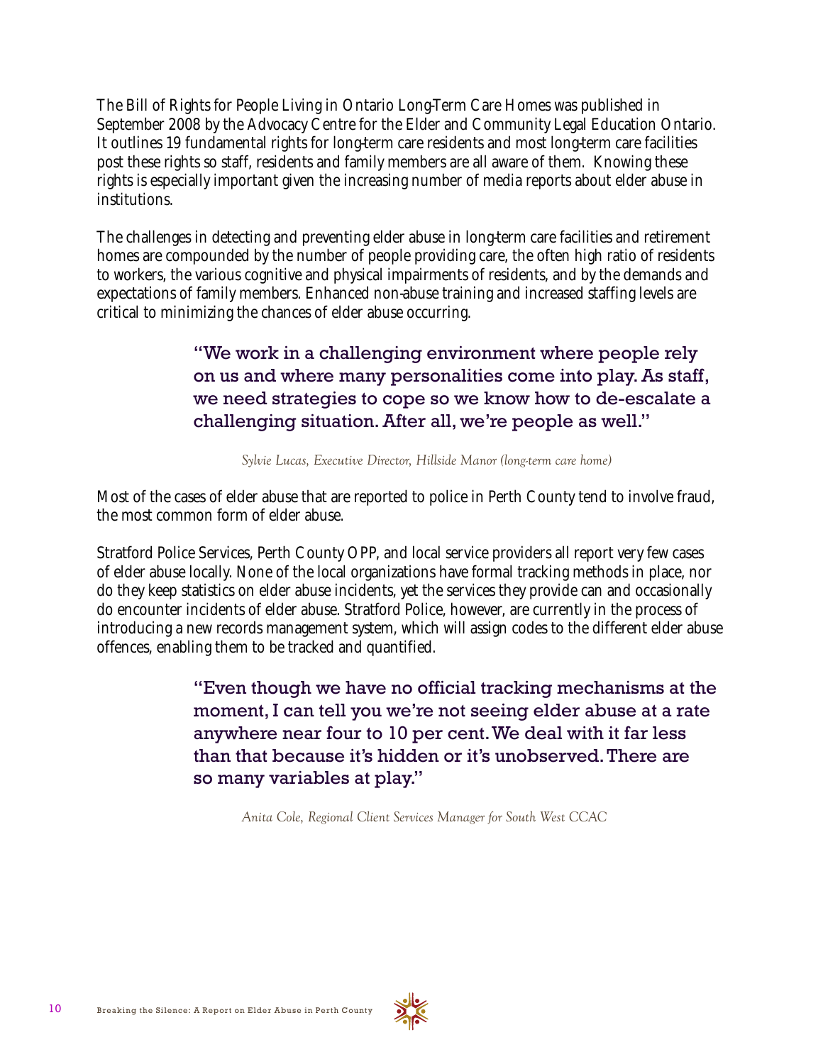The Bill of Rights for People Living in Ontario Long-Term Care Homes was published in September 2008 by the Advocacy Centre for the Elder and Community Legal Education Ontario. It outlines 19 fundamental rights for long-term care residents and most long-term care facilities post these rights so staff, residents and family members are all aware of them. Knowing these rights is especially important given the increasing number of media reports about elder abuse in institutions.

The challenges in detecting and preventing elder abuse in long-term care facilities and retirement homes are compounded by the number of people providing care, the often high ratio of residents to workers, the various cognitive and physical impairments of residents, and by the demands and expectations of family members. Enhanced non-abuse training and increased staffing levels are critical to minimizing the chances of elder abuse occurring.

> "We work in a challenging environment where people rely on us and where many personalities come into play. As staff, we need strategies to cope so we know how to de-escalate a challenging situation. After all, we're people as well."
>
> *Sylvie Lucas, Executive Director, Hillside Manor (long-term care home)*

Most of the cases of elder abuse that are reported to police in Perth County tend to involve fraud, the most common form of elder abuse.

Stratford Police Services, Perth County OPP, and local service providers all report very few cases of elder abuse locally. None of the local organizations have formal tracking methods in place, nor do they keep statistics on elder abuse incidents, yet the services they provide can and occasionally do encounter incidents of elder abuse. Stratford Police, however, are currently in the process of introducing a new records management system, which will assign codes to the different elder abuse offences, enabling them to be tracked and quantified.

> "Even though we have no official tracking mechanisms at the moment, I can tell you we're not seeing elder abuse at a rate anywhere near four to 10 per cent. We deal with it far less than that because it's hidden or it's unobserved. There are so many variables at play."
>
> *Anita Cole, Regional Client Services Manager for South West CCAC*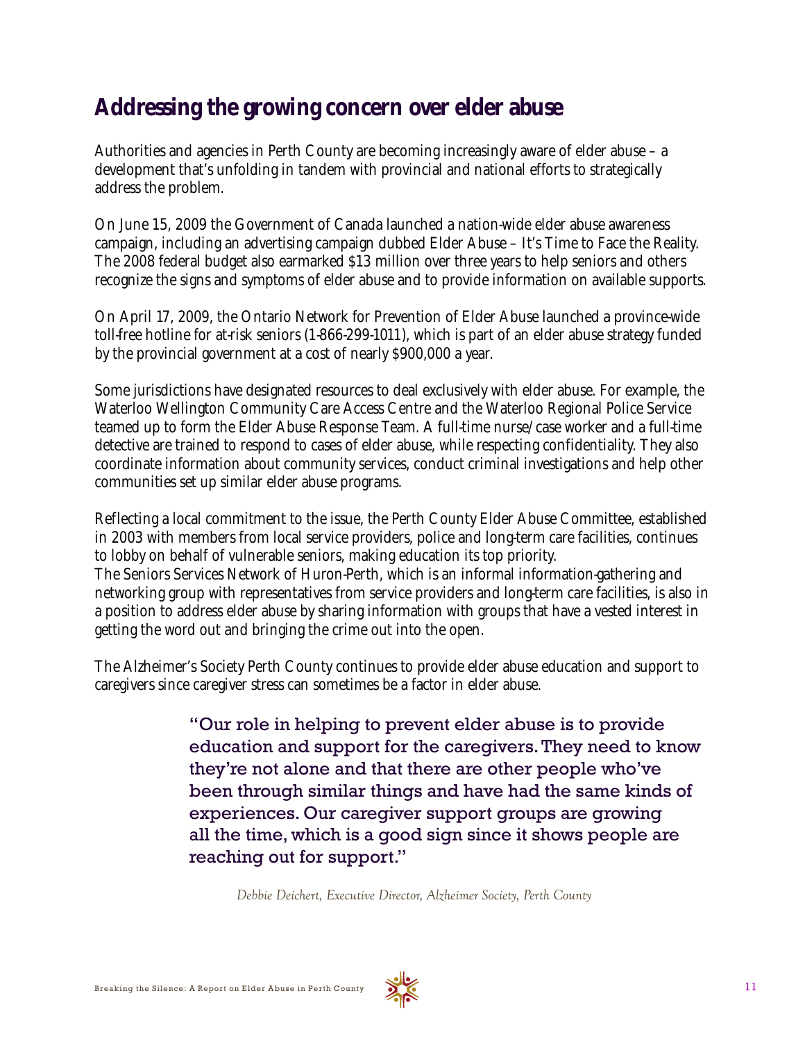## Addressing the growing concern over elder abuse

Authorities and agencies in Perth County are becoming increasingly aware of elder abuse – a development that's unfolding in tandem with provincial and national efforts to strategically address the problem.

On June 15, 2009 the Government of Canada launched a nation-wide elder abuse awareness campaign, including an advertising campaign dubbed Elder Abuse – It's Time to Face the Reality. The 2008 federal budget also earmarked $13 million over three years to help seniors and others recognize the signs and symptoms of elder abuse and to provide information on available supports.

On April 17, 2009, the Ontario Network for Prevention of Elder Abuse launched a province-wide toll-free hotline for at-risk seniors (1-866-299-1011), which is part of an elder abuse strategy funded by the provincial government at a cost of nearly $900,000 a year.

Some jurisdictions have designated resources to deal exclusively with elder abuse. For example, the Waterloo Wellington Community Care Access Centre and the Waterloo Regional Police Service teamed up to form the Elder Abuse Response Team. A full-time nurse/case worker and a full-time detective are trained to respond to cases of elder abuse, while respecting confidentiality. They also coordinate information about community services, conduct criminal investigations and help other communities set up similar elder abuse programs.

Reflecting a local commitment to the issue, the Perth County Elder Abuse Committee, established in 2003 with members from local service providers, police and long-term care facilities, continues to lobby on behalf of vulnerable seniors, making education its top priority.
The Seniors Services Network of Huron-Perth, which is an informal information-gathering and networking group with representatives from service providers and long-term care facilities, is also in a position to address elder abuse by sharing information with groups that have a vested interest in getting the word out and bringing the crime out into the open.

The Alzheimer's Society Perth County continues to provide elder abuse education and support to caregivers since caregiver stress can sometimes be a factor in elder abuse.

> "Our role in helping to prevent elder abuse is to provide education and support for the caregivers. They need to know they're not alone and that there are other people who've been through similar things and have had the same kinds of experiences. Our caregiver support groups are growing all the time, which is a good sign since it shows people are reaching out for support."
>
> *Debbie Deichert, Executive Director, Alzheimer Society, Perth County*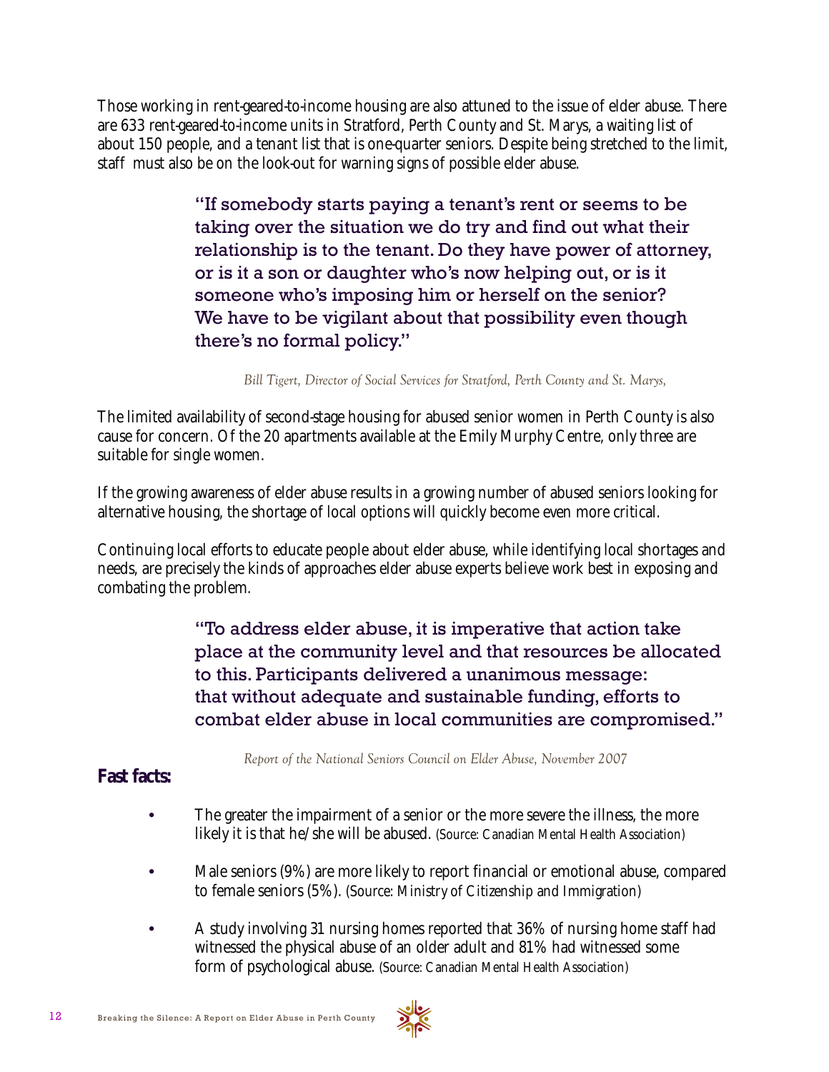Those working in rent-geared-to-income housing are also attuned to the issue of elder abuse. There are 633 rent-geared-to-income units in Stratford, Perth County and St. Marys, a waiting list of about 150 people, and a tenant list that is one-quarter seniors. Despite being stretched to the limit, staff must also be on the look-out for warning signs of possible elder abuse.

> "If somebody starts paying a tenant's rent or seems to be taking over the situation we do try and find out what their relationship is to the tenant. Do they have power of attorney, or is it a son or daughter who's now helping out, or is it someone who's imposing him or herself on the senior? We have to be vigilant about that possibility even though there's no formal policy."
>
> *Bill Tigert, Director of Social Services for Stratford, Perth County and St. Marys,*

The limited availability of second-stage housing for abused senior women in Perth County is also cause for concern. Of the 20 apartments available at the Emily Murphy Centre, only three are suitable for single women.

If the growing awareness of elder abuse results in a growing number of abused seniors looking for alternative housing, the shortage of local options will quickly become even more critical.

Continuing local efforts to educate people about elder abuse, while identifying local shortages and needs, are precisely the kinds of approaches elder abuse experts believe work best in exposing and combating the problem.

> "To address elder abuse, it is imperative that action take place at the community level and that resources be allocated to this. Participants delivered a unanimous message: that without adequate and sustainable funding, efforts to combat elder abuse in local communities are compromised."
>
> *Report of the National Seniors Council on Elder Abuse, November 2007*

**Fast facts:**

- The greater the impairment of a senior or the more severe the illness, the more likely it is that he/she will be abused. (Source: Canadian Mental Health Association)
- Male seniors (9%) are more likely to report financial or emotional abuse, compared to female seniors (5%). (Source: Ministry of Citizenship and Immigration)
- A study involving 31 nursing homes reported that 36% of nursing home staff had witnessed the physical abuse of an older adult and 81% had witnessed some form of psychological abuse. (Source: Canadian Mental Health Association)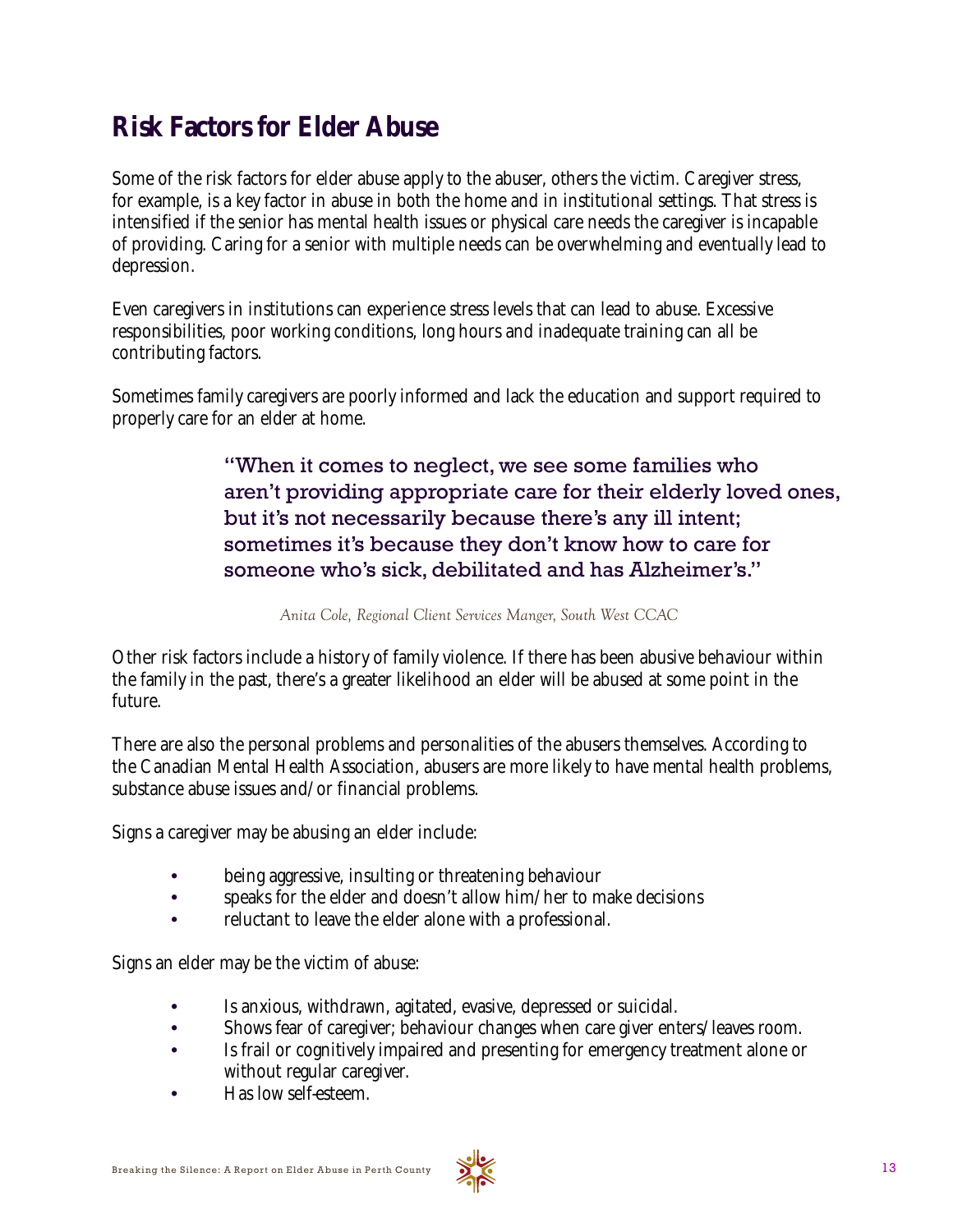## Risk Factors for Elder Abuse

Some of the risk factors for elder abuse apply to the abuser, others the victim. Caregiver stress, for example, is a key factor in abuse in both the home and in institutional settings. That stress is intensified if the senior has mental health issues or physical care needs the caregiver is incapable of providing. Caring for a senior with multiple needs can be overwhelming and eventually lead to depression.

Even caregivers in institutions can experience stress levels that can lead to abuse. Excessive responsibilities, poor working conditions, long hours and inadequate training can all be contributing factors.

Sometimes family caregivers are poorly informed and lack the education and support required to properly care for an elder at home.

> "When it comes to neglect, we see some families who aren't providing appropriate care for their elderly loved ones, but it's not necessarily because there's any ill intent; sometimes it's because they don't know how to care for someone who's sick, debilitated and has Alzheimer's."
>
> *Anita Cole, Regional Client Services Manger, South West CCAC*

Other risk factors include a history of family violence. If there has been abusive behaviour within the family in the past, there's a greater likelihood an elder will be abused at some point in the future.

There are also the personal problems and personalities of the abusers themselves. According to the Canadian Mental Health Association, abusers are more likely to have mental health problems, substance abuse issues and/or financial problems.

Signs a caregiver may be abusing an elder include:

- being aggressive, insulting or threatening behaviour
- speaks for the elder and doesn't allow him/her to make decisions
- reluctant to leave the elder alone with a professional.

Signs an elder may be the victim of abuse:

- Is anxious, withdrawn, agitated, evasive, depressed or suicidal.
- Shows fear of caregiver; behaviour changes when care giver enters/leaves room.
- Is frail or cognitively impaired and presenting for emergency treatment alone or without regular caregiver.
- Has low self-esteem.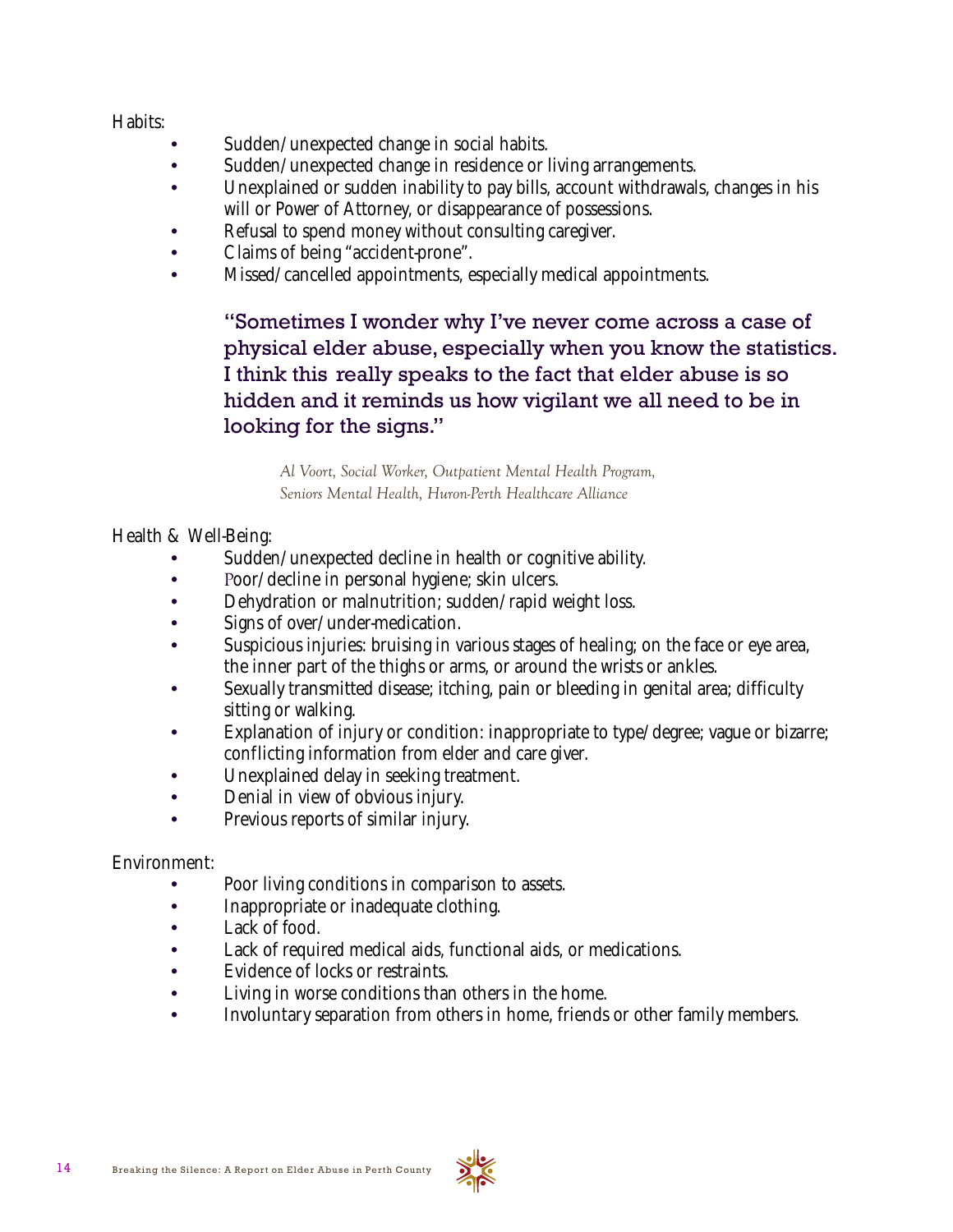Habits:

- Sudden/unexpected change in social habits.
- Sudden/unexpected change in residence or living arrangements.
- Unexplained or sudden inability to pay bills, account withdrawals, changes in his will or Power of Attorney, or disappearance of possessions.
- Refusal to spend money without consulting caregiver.
- Claims of being "accident-prone".
- Missed/cancelled appointments, especially medical appointments.

> "Sometimes I wonder why I've never come across a case of physical elder abuse, especially when you know the statistics. I think this really speaks to the fact that elder abuse is so hidden and it reminds us how vigilant we all need to be in looking for the signs."
>
> *Al Voort, Social Worker, Outpatient Mental Health Program, Seniors Mental Health, Huron-Perth Healthcare Alliance*

Health & Well-Being:

- Sudden/unexpected decline in health or cognitive ability.
- Poor/decline in personal hygiene; skin ulcers.
- Dehydration or malnutrition; sudden/rapid weight loss.
- Signs of over/under-medication.
- Suspicious injuries: bruising in various stages of healing; on the face or eye area, the inner part of the thighs or arms, or around the wrists or ankles.
- Sexually transmitted disease; itching, pain or bleeding in genital area; difficulty sitting or walking.
- Explanation of injury or condition: inappropriate to type/degree; vague or bizarre; conflicting information from elder and care giver.
- Unexplained delay in seeking treatment.
- Denial in view of obvious injury.
- Previous reports of similar injury.

Environment:

- Poor living conditions in comparison to assets.
- Inappropriate or inadequate clothing.
- Lack of food.
- Lack of required medical aids, functional aids, or medications.
- Evidence of locks or restraints.
- Living in worse conditions than others in the home.
- Involuntary separation from others in home, friends or other family members.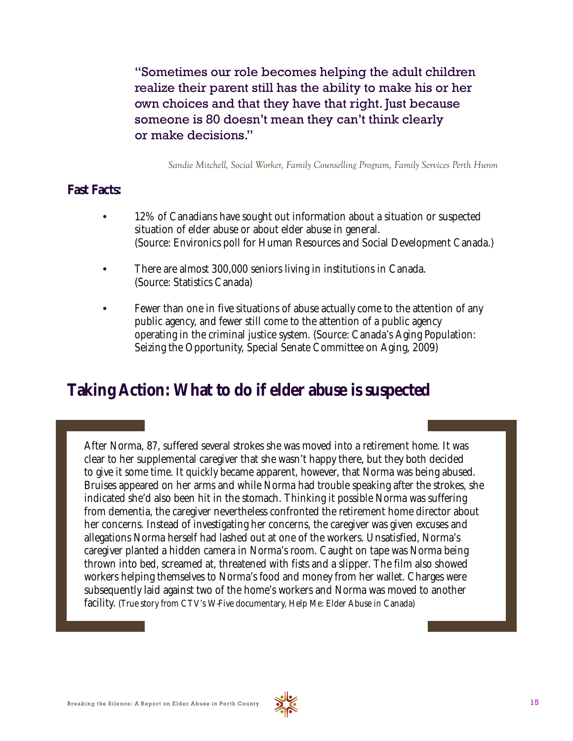"Sometimes our role becomes helping the adult children realize their parent still has the ability to make his or her own choices and that they have that right. Just because someone is 80 doesn't mean they can't think clearly or make decisions."

*Sandie Mitchell, Social Worker, Family Counselling Program, Family Services Perth Huron*

**Fast Facts:**

- 12% of Canadians have sought out information about a situation or suspected situation of elder abuse or about elder abuse in general. (Source: Environics poll for Human Resources and Social Development Canada.)
- There are almost 300,000 seniors living in institutions in Canada. (Source: Statistics Canada)
- Fewer than one in five situations of abuse actually come to the attention of any public agency, and fewer still come to the attention of a public agency operating in the criminal justice system. (Source: Canada's Aging Population: Seizing the Opportunity, Special Senate Committee on Aging, 2009)

## Taking Action: What to do if elder abuse is suspected

After Norma, 87, suffered several strokes she was moved into a retirement home. It was clear to her supplemental caregiver that she wasn't happy there, but they both decided to give it some time. It quickly became apparent, however, that Norma was being abused. Bruises appeared on her arms and while Norma had trouble speaking after the strokes, she indicated she'd also been hit in the stomach. Thinking it possible Norma was suffering from dementia, the caregiver nevertheless confronted the retirement home director about her concerns. Instead of investigating her concerns, the caregiver was given excuses and allegations Norma herself had lashed out at one of the workers. Unsatisfied, Norma's caregiver planted a hidden camera in Norma's room. Caught on tape was Norma being thrown into bed, screamed at, threatened with fists and a slipper. The film also showed workers helping themselves to Norma's food and money from her wallet. Charges were subsequently laid against two of the home's workers and Norma was moved to another facility. (True story from CTV's W-Five documentary, Help Me: Elder Abuse in Canada)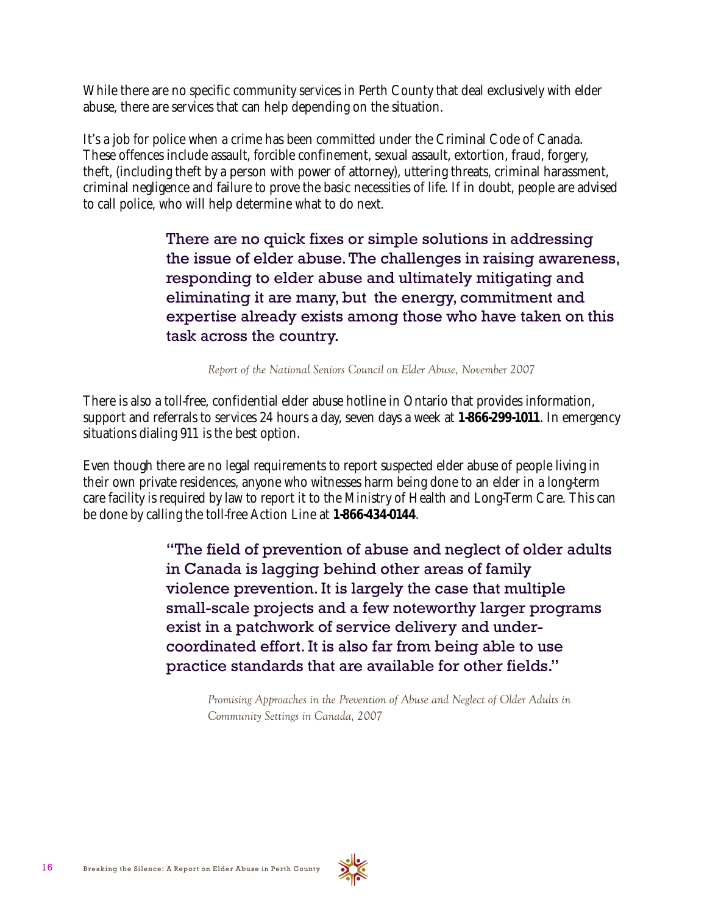While there are no specific community services in Perth County that deal exclusively with elder abuse, there are services that can help depending on the situation.

It's a job for police when a crime has been committed under the Criminal Code of Canada. These offences include assault, forcible confinement, sexual assault, extortion, fraud, forgery, theft, (including theft by a person with power of attorney), uttering threats, criminal harassment, criminal negligence and failure to prove the basic necessities of life. If in doubt, people are advised to call police, who will help determine what to do next.

> There are no quick fixes or simple solutions in addressing the issue of elder abuse. The challenges in raising awareness, responding to elder abuse and ultimately mitigating and eliminating it are many, but the energy, commitment and expertise already exists among those who have taken on this task across the country.
>
> *Report of the National Seniors Council on Elder Abuse, November 2007*

There is also a toll-free, confidential elder abuse hotline in Ontario that provides information, support and referrals to services 24 hours a day, seven days a week at **1-866-299-1011**. In emergency situations dialing 911 is the best option.

Even though there are no legal requirements to report suspected elder abuse of people living in their own private residences, anyone who witnesses harm being done to an elder in a long-term care facility is required by law to report it to the Ministry of Health and Long-Term Care. This can be done by calling the toll-free Action Line at **1-866-434-0144**.

> "The field of prevention of abuse and neglect of older adults in Canada is lagging behind other areas of family violence prevention. It is largely the case that multiple small-scale projects and a few noteworthy larger programs exist in a patchwork of service delivery and under-coordinated effort. It is also far from being able to use practice standards that are available for other fields."
>
> *Promising Approaches in the Prevention of Abuse and Neglect of Older Adults in Community Settings in Canada, 2007*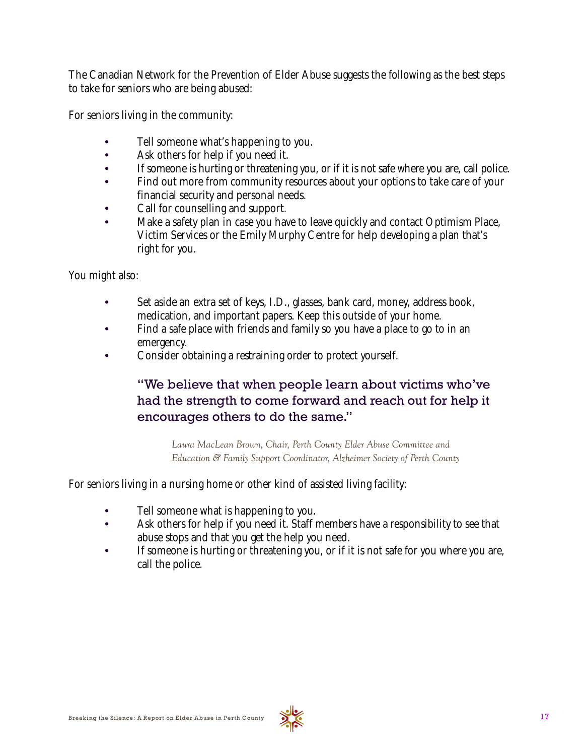The Canadian Network for the Prevention of Elder Abuse suggests the following as the best steps to take for seniors who are being abused:

For seniors living in the community:

- Tell someone what's happening to you.
- Ask others for help if you need it.
- If someone is hurting or threatening you, or if it is not safe where you are, call police.
- Find out more from community resources about your options to take care of your financial security and personal needs.
- Call for counselling and support.
- Make a safety plan in case you have to leave quickly and contact Optimism Place, Victim Services or the Emily Murphy Centre for help developing a plan that's right for you.

You might also:

- Set aside an extra set of keys, I.D., glasses, bank card, money, address book, medication, and important papers. Keep this outside of your home.
- Find a safe place with friends and family so you have a place to go to in an emergency.
- Consider obtaining a restraining order to protect yourself.

> "We believe that when people learn about victims who've had the strength to come forward and reach out for help it encourages others to do the same."
>
> *Laura MacLean Brown, Chair, Perth County Elder Abuse Committee and Education & Family Support Coordinator, Alzheimer Society of Perth County*

For seniors living in a nursing home or other kind of assisted living facility:

- Tell someone what is happening to you.
- Ask others for help if you need it. Staff members have a responsibility to see that abuse stops and that you get the help you need.
- If someone is hurting or threatening you, or if it is not safe for you where you are, call the police.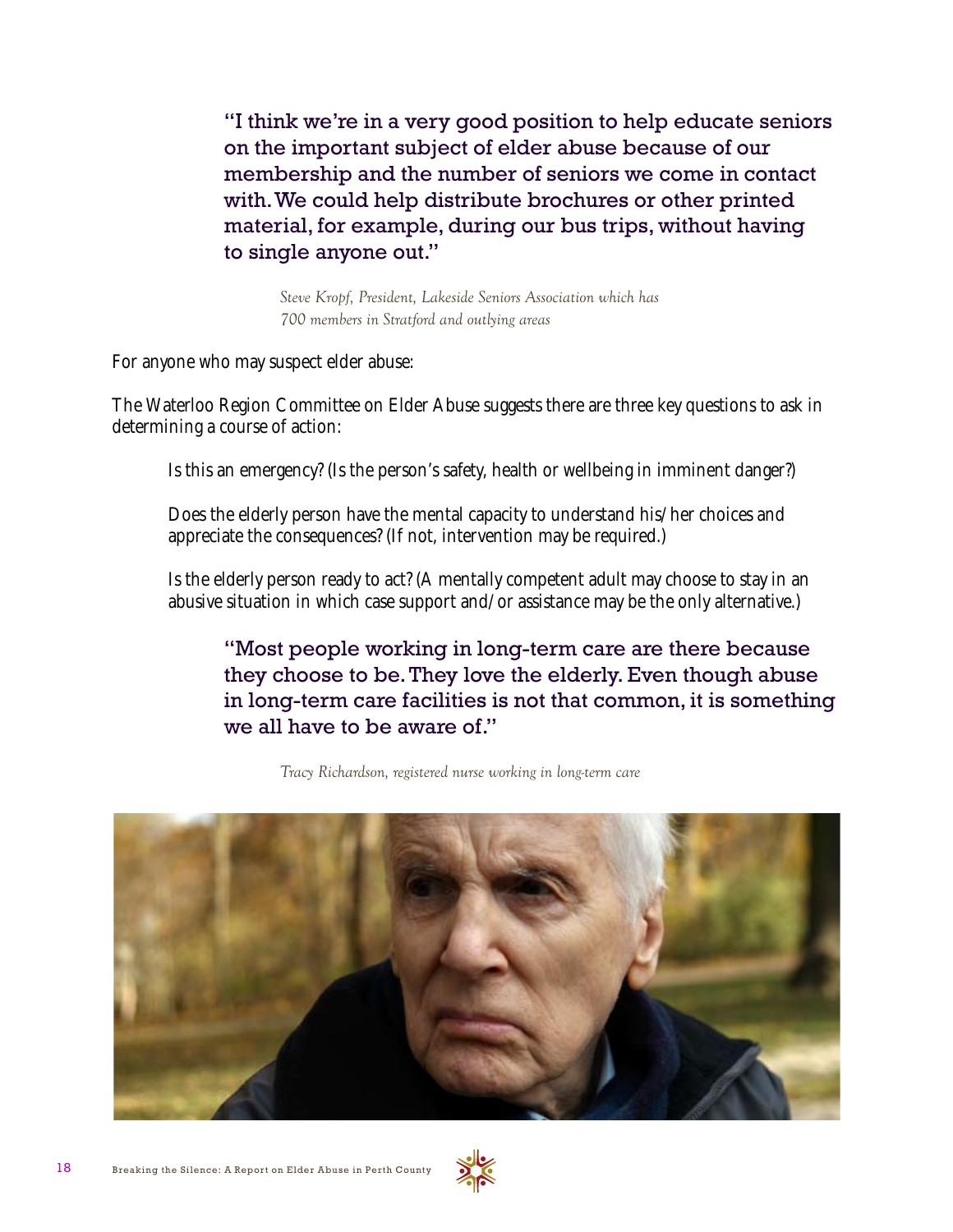> "I think we're in a very good position to help educate seniors on the important subject of elder abuse because of our membership and the number of seniors we come in contact with. We could help distribute brochures or other printed material, for example, during our bus trips, without having to single anyone out."
>
> *Steve Kropf, President, Lakeside Seniors Association which has 700 members in Stratford and outlying areas*

For anyone who may suspect elder abuse:

The Waterloo Region Committee on Elder Abuse suggests there are three key questions to ask in determining a course of action:

Is this an emergency? (Is the person's safety, health or wellbeing in imminent danger?)

Does the elderly person have the mental capacity to understand his/her choices and appreciate the consequences? (If not, intervention may be required.)

Is the elderly person ready to act? (A mentally competent adult may choose to stay in an abusive situation in which case support and/or assistance may be the only alternative.)

> "Most people working in long-term care are there because they choose to be. They love the elderly. Even though abuse in long-term care facilities is not that common, it is something we all have to be aware of."
>
> *Tracy Richardson, registered nurse working in long-term care*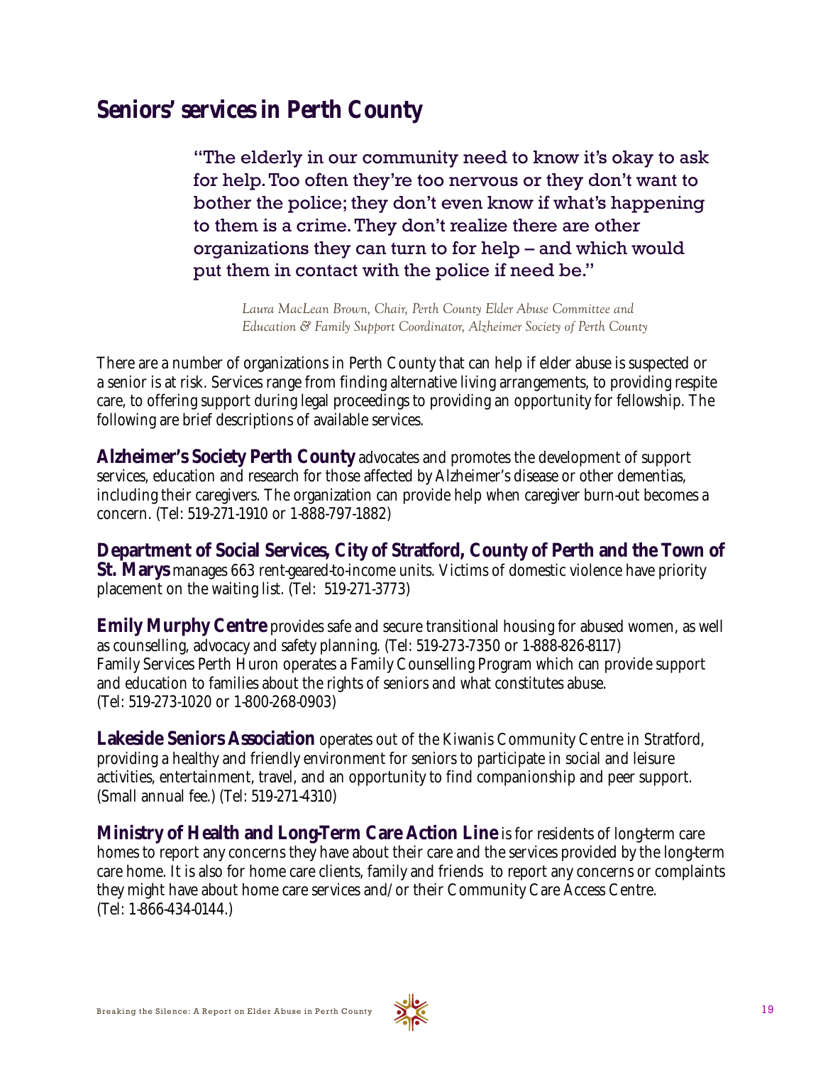## Seniors' services in Perth County

> "The elderly in our community need to know it's okay to ask for help. Too often they're too nervous or they don't want to bother the police; they don't even know if what's happening to them is a crime. They don't realize there are other organizations they can turn to for help – and which would put them in contact with the police if need be."
>
> *Laura MacLean Brown, Chair, Perth County Elder Abuse Committee and Education & Family Support Coordinator, Alzheimer Society of Perth County*

There are a number of organizations in Perth County that can help if elder abuse is suspected or a senior is at risk. Services range from finding alternative living arrangements, to providing respite care, to offering support during legal proceedings to providing an opportunity for fellowship. The following are brief descriptions of available services.

**Alzheimer's Society Perth County** advocates and promotes the development of support services, education and research for those affected by Alzheimer's disease or other dementias, including their caregivers. The organization can provide help when caregiver burn-out becomes a concern. (Tel: 519-271-1910 or 1-888-797-1882)

**Department of Social Services, City of Stratford, County of Perth and the Town of St. Marys** manages 663 rent-geared-to-income units. Victims of domestic violence have priority placement on the waiting list. (Tel: 519-271-3773)

**Emily Murphy Centre** provides safe and secure transitional housing for abused women, as well as counselling, advocacy and safety planning. (Tel: 519-273-7350 or 1-888-826-8117)
Family Services Perth Huron operates a Family Counselling Program which can provide support and education to families about the rights of seniors and what constitutes abuse.
(Tel: 519-273-1020 or 1-800-268-0903)

**Lakeside Seniors Association** operates out of the Kiwanis Community Centre in Stratford, providing a healthy and friendly environment for seniors to participate in social and leisure activities, entertainment, travel, and an opportunity to find companionship and peer support. (Small annual fee.) (Tel: 519-271-4310)

**Ministry of Health and Long-Term Care Action Line** is for residents of long-term care homes to report any concerns they have about their care and the services provided by the long-term care home. It is also for home care clients, family and friends to report any concerns or complaints they might have about home care services and/or their Community Care Access Centre.
(Tel: 1-866-434-0144.)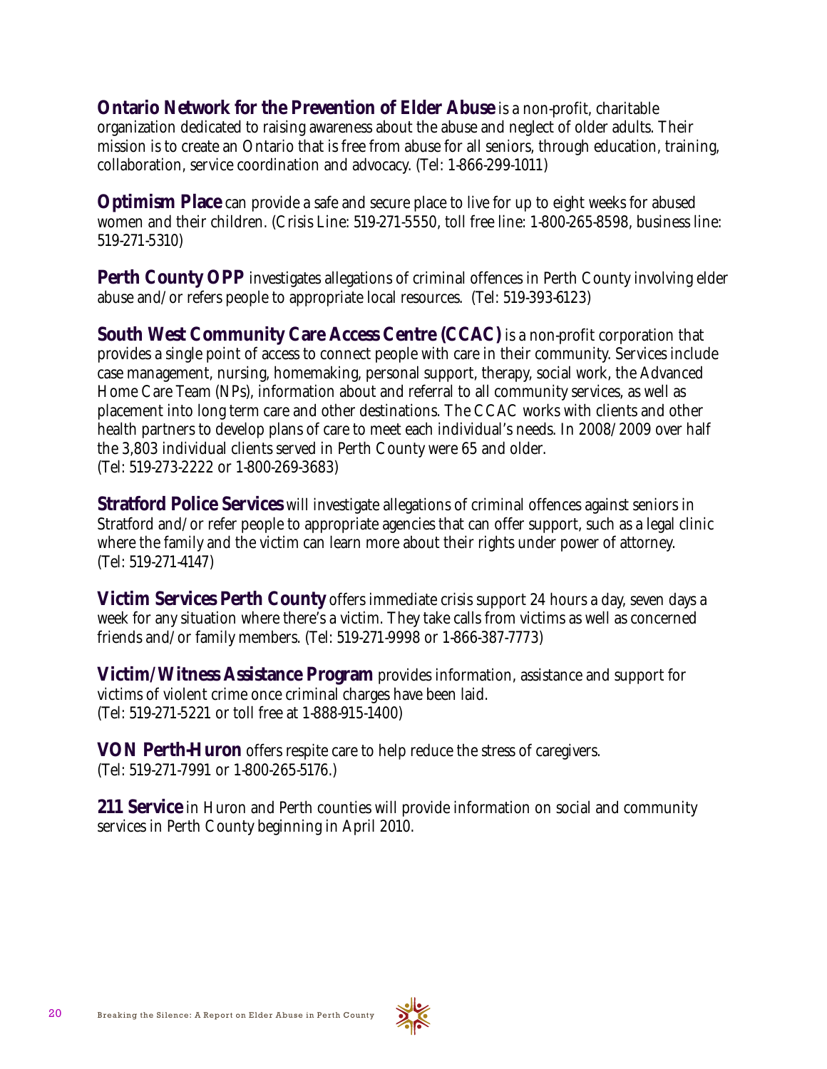**Ontario Network for the Prevention of Elder Abuse** is a non-profit, charitable organization dedicated to raising awareness about the abuse and neglect of older adults. Their mission is to create an Ontario that is free from abuse for all seniors, through education, training, collaboration, service coordination and advocacy. (Tel: 1-866-299-1011)

**Optimism Place** can provide a safe and secure place to live for up to eight weeks for abused women and their children. (Crisis Line: 519-271-5550, toll free line: 1-800-265-8598, business line: 519-271-5310)

**Perth County OPP** investigates allegations of criminal offences in Perth County involving elder abuse and/or refers people to appropriate local resources. (Tel: 519-393-6123)

**South West Community Care Access Centre (CCAC)** is a non-profit corporation that provides a single point of access to connect people with care in their community. Services include case management, nursing, homemaking, personal support, therapy, social work, the Advanced Home Care Team (NPs), information about and referral to all community services, as well as placement into long term care and other destinations. The CCAC works with clients and other health partners to develop plans of care to meet each individual's needs. In 2008/2009 over half the 3,803 individual clients served in Perth County were 65 and older. (Tel: 519-273-2222 or 1-800-269-3683)

**Stratford Police Services** will investigate allegations of criminal offences against seniors in Stratford and/or refer people to appropriate agencies that can offer support, such as a legal clinic where the family and the victim can learn more about their rights under power of attorney. (Tel: 519-271-4147)

**Victim Services Perth County** offers immediate crisis support 24 hours a day, seven days a week for any situation where there's a victim. They take calls from victims as well as concerned friends and/or family members. (Tel: 519-271-9998 or 1-866-387-7773)

**Victim/Witness Assistance Program** provides information, assistance and support for victims of violent crime once criminal charges have been laid. (Tel: 519-271-5221 or toll free at 1-888-915-1400)

**VON Perth-Huron** offers respite care to help reduce the stress of caregivers. (Tel: 519-271-7991 or 1-800-265-5176.)

**211 Service** in Huron and Perth counties will provide information on social and community services in Perth County beginning in April 2010.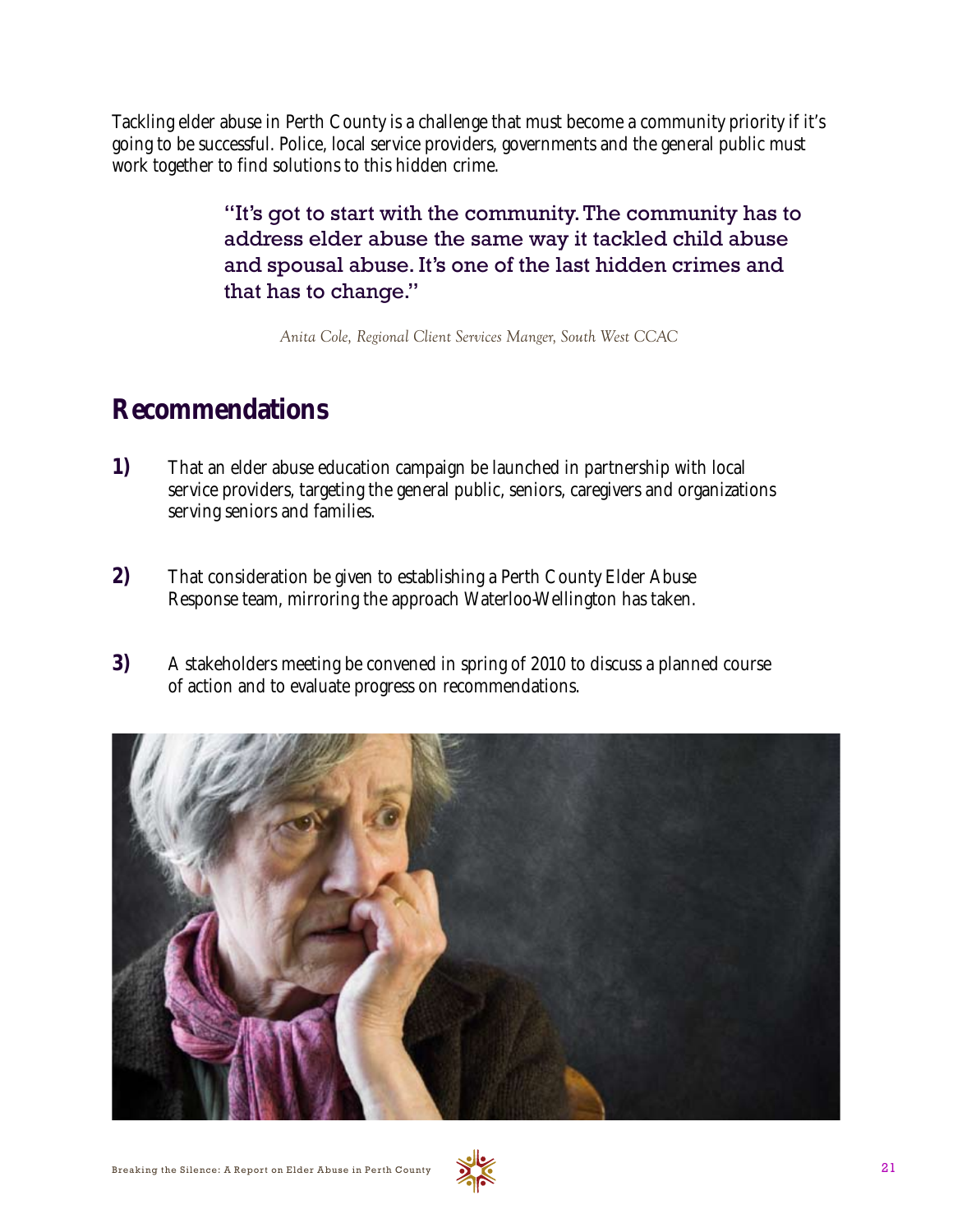Tackling elder abuse in Perth County is a challenge that must become a community priority if it's going to be successful. Police, local service providers, governments and the general public must work together to find solutions to this hidden crime.

> "It's got to start with the community. The community has to address elder abuse the same way it tackled child abuse and spousal abuse. It's one of the last hidden crimes and that has to change."
>
> *Anita Cole, Regional Client Services Manger, South West CCAC*

## Recommendations

**1)** That an elder abuse education campaign be launched in partnership with local service providers, targeting the general public, seniors, caregivers and organizations serving seniors and families.

**2)** That consideration be given to establishing a Perth County Elder Abuse Response team, mirroring the approach Waterloo-Wellington has taken.

**3)** A stakeholders meeting be convened in spring of 2010 to discuss a planned course of action and to evaluate progress on recommendations.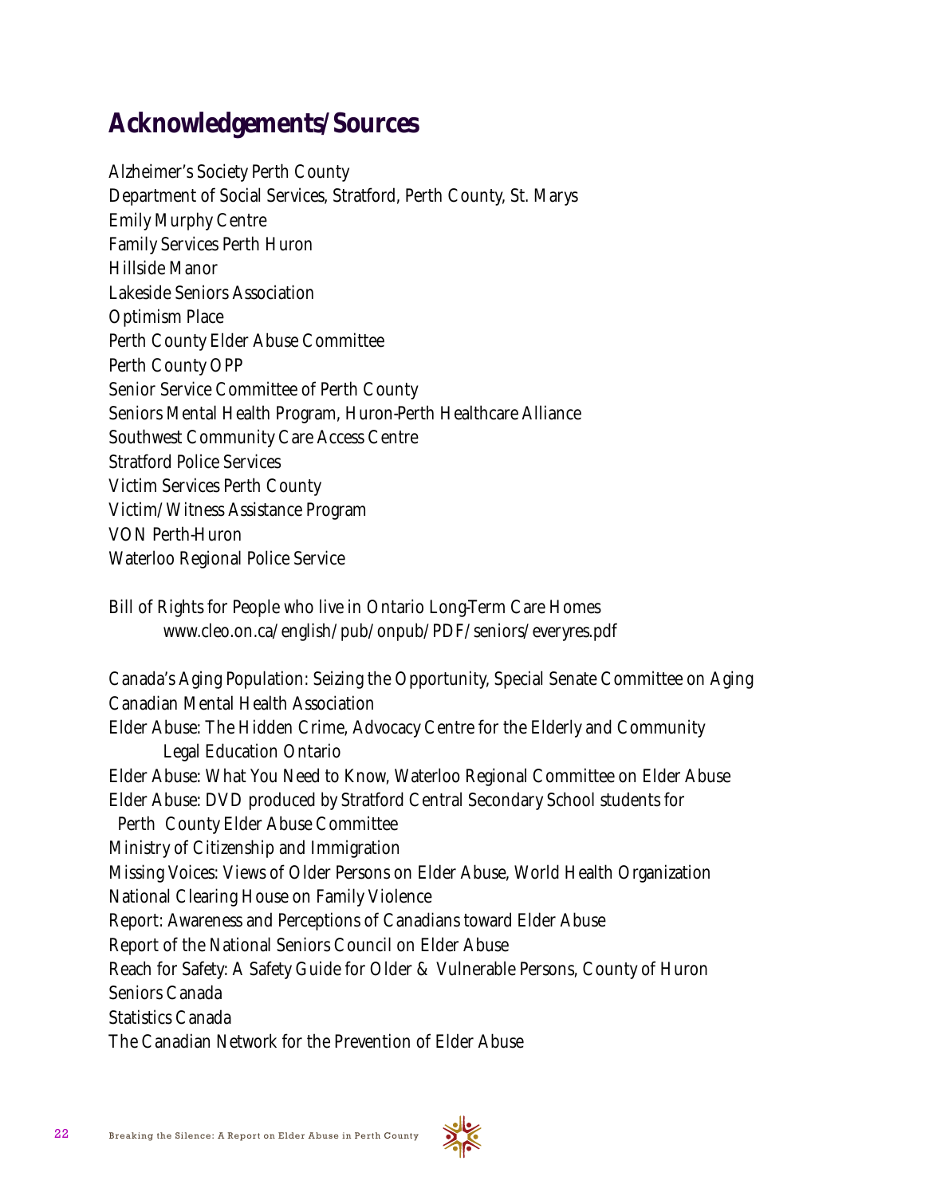## Acknowledgements/Sources

Alzheimer's Society Perth County
Department of Social Services, Stratford, Perth County, St. Marys
Emily Murphy Centre
Family Services Perth Huron
Hillside Manor
Lakeside Seniors Association
Optimism Place
Perth County Elder Abuse Committee
Perth County OPP
Senior Service Committee of Perth County
Seniors Mental Health Program, Huron-Perth Healthcare Alliance
Southwest Community Care Access Centre
Stratford Police Services
Victim Services Perth County
Victim/Witness Assistance Program
VON Perth-Huron
Waterloo Regional Police Service

Bill of Rights for People who live in Ontario Long-Term Care Homes
www.cleo.on.ca/english/pub/onpub/PDF/seniors/everyres.pdf

Canada's Aging Population: Seizing the Opportunity, Special Senate Committee on Aging
Canadian Mental Health Association
Elder Abuse: The Hidden Crime, Advocacy Centre for the Elderly and Community Legal Education Ontario
Elder Abuse: What You Need to Know, Waterloo Regional Committee on Elder Abuse
Elder Abuse: DVD produced by Stratford Central Secondary School students for Perth County Elder Abuse Committee
Ministry of Citizenship and Immigration
Missing Voices: Views of Older Persons on Elder Abuse, World Health Organization
National Clearing House on Family Violence
Report: Awareness and Perceptions of Canadians toward Elder Abuse
Report of the National Seniors Council on Elder Abuse
Reach for Safety: A Safety Guide for Older & Vulnerable Persons, County of Huron
Seniors Canada
Statistics Canada
The Canadian Network for the Prevention of Elder Abuse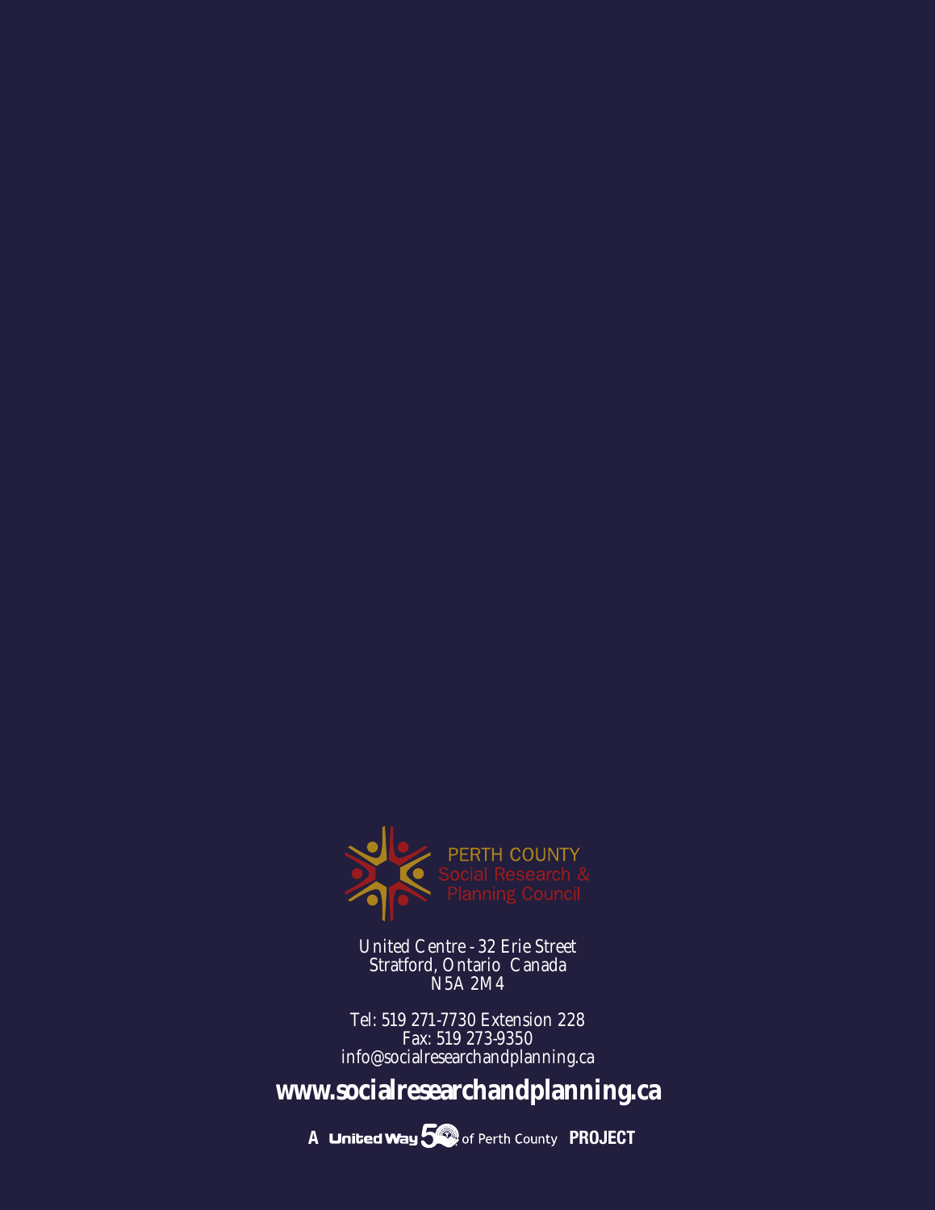PERTH COUNTY
Social Research &
Planning Council

United Centre - 32 Erie Street
Stratford, Ontario Canada
N5A 2M4

Tel: 519 271-7730 Extension 228
Fax: 519 273-9350
info@socialresearchandplanning.ca

**www.socialresearchandplanning.ca**

A **United Way** 50 of Perth County **PROJECT**